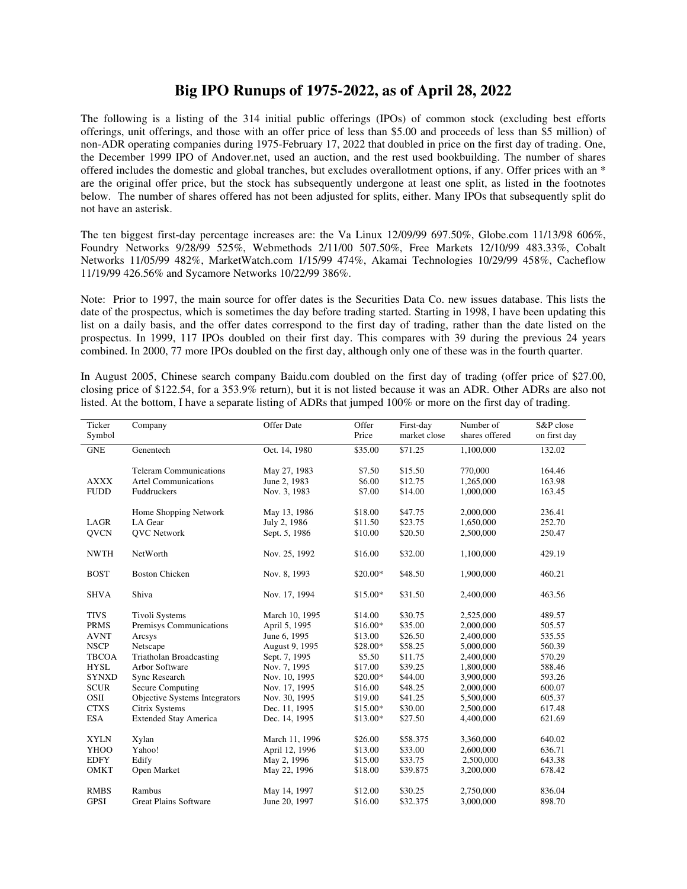# Big IPO Runups of 1975-2022, as of April 28, 2022

The following is a listing of the 314 initial public offerings (IPOs) of common stock (excluding best efforts offerings, unit offerings, and those with an offer price of less than $5.00 and proceeds of less than $5 million) of non-ADR operating companies during 1975-February 17, 2022 that doubled in price on the first day of trading. One, the December 1999 IPO of Andover.net, used an auction, and the rest used bookbuilding. The number of shares offered includes the domestic and global tranches, but excludes overallotment options, if any. Offer prices with an * are the original offer price, but the stock has subsequently undergone at least one split, as listed in the footnotes below. The number of shares offered has not been adjusted for splits, either. Many IPOs that subsequently split do not have an asterisk.

The ten biggest first-day percentage increases are: the Va Linux 12/09/99 697.50%, Globe.com 11/13/98 606%, Foundry Networks 9/28/99 525%, Webmethods 2/11/00 507.50%, Free Markets 12/10/99 483.33%, Cobalt Networks 11/05/99 482%, MarketWatch.com 1/15/99 474%, Akamai Technologies 10/29/99 458%, Cacheflow 11/19/99 426.56% and Sycamore Networks 10/22/99 386%.

Note: Prior to 1997, the main source for offer dates is the Securities Data Co. new issues database. This lists the date of the prospectus, which is sometimes the day before trading started. Starting in 1998, I have been updating this list on a daily basis, and the offer dates correspond to the first day of trading, rather than the date listed on the prospectus. In 1999, 117 IPOs doubled on their first day. This compares with 39 during the previous 24 years combined. In 2000, 77 more IPOs doubled on the first day, although only one of these was in the fourth quarter.

In August 2005, Chinese search company Baidu.com doubled on the first day of trading (offer price of $27.00, closing price of $122.54, for a 353.9% return), but it is not listed because it was an ADR. Other ADRs are also not listed. At the bottom, I have a separate listing of ADRs that jumped 100% or more on the first day of trading.

| Ticker Symbol | Company | Offer Date | Offer Price | First-day market close | Number of shares offered | S&P close on first day |
|---|---|---|---|---|---|---|
| GNE | Genentech | Oct. 14, 1980 | $35.00 | $71.25 | 1,100,000 | 132.02 |
| | Teleram Communications | May 27, 1983 | $7.50 | $15.50 | 770,000 | 164.46 |
| AXXX | Artel Communications | June 2, 1983 | $6.00 | $12.75 | 1,265,000 | 163.98 |
| FUDD | Fuddruckers | Nov. 3, 1983 | $7.00 | $14.00 | 1,000,000 | 163.45 |
| | Home Shopping Network | May 13, 1986 | $18.00 | $47.75 | 2,000,000 | 236.41 |
| LAGR | LA Gear | July 2, 1986 | $11.50 | $23.75 | 1,650,000 | 252.70 |
| QVCN | QVC Network | Sept. 5, 1986 | $10.00 | $20.50 | 2,500,000 | 250.47 |
| NWTH | NetWorth | Nov. 25, 1992 | $16.00 | $32.00 | 1,100,000 | 429.19 |
| BOST | Boston Chicken | Nov. 8, 1993 | $20.00* | $48.50 | 1,900,000 | 460.21 |
| SHVA | Shiva | Nov. 17, 1994 | $15.00* | $31.50 | 2,400,000 | 463.56 |
| TIVS | Tivoli Systems | March 10, 1995 | $14.00 | $30.75 | 2,525,000 | 489.57 |
| PRMS | Premisys Communications | April 5, 1995 | $16.00* | $35.00 | 2,000,000 | 505.57 |
| AVNT | Arcsys | June 6, 1995 | $13.00 | $26.50 | 2,400,000 | 535.55 |
| NSCP | Netscape | August 9, 1995 | $28.00* | $58.25 | 5,000,000 | 560.39 |
| TBCOA | Triatholan Broadcasting | Sept. 7, 1995 | $5.50 | $11.75 | 2,400,000 | 570.29 |
| HYSL | Arbor Software | Nov. 7, 1995 | $17.00 | $39.25 | 1,800,000 | 588.46 |
| SYNXD | Sync Research | Nov. 10, 1995 | $20.00* | $44.00 | 3,900,000 | 593.26 |
| SCUR | Secure Computing | Nov. 17, 1995 | $16.00 | $48.25 | 2,000,000 | 600.07 |
| OSII | Objective Systems Integrators | Nov. 30, 1995 | $19.00 | $41.25 | 5,500,000 | 605.37 |
| CTXS | Citrix Systems | Dec. 11, 1995 | $15.00* | $30.00 | 2,500,000 | 617.48 |
| ESA | Extended Stay America | Dec. 14, 1995 | $13.00* | $27.50 | 4,400,000 | 621.69 |
| XYLN | Xylan | March 11, 1996 | $26.00 | $58.375 | 3,360,000 | 640.02 |
| YHOO | Yahoo! | April 12, 1996 | $13.00 | $33.00 | 2,600,000 | 636.71 |
| EDFY | Edify | May 2, 1996 | $15.00 | $33.75 | 2,500,000 | 643.38 |
| OMKT | Open Market | May 22, 1996 | $18.00 | $39.875 | 3,200,000 | 678.42 |
| RMBS | Rambus | May 14, 1997 | $12.00 | $30.25 | 2,750,000 | 836.04 |
| GPSI | Great Plains Software | June 20, 1997 | $16.00 | $32.375 | 3,000,000 | 898.70 |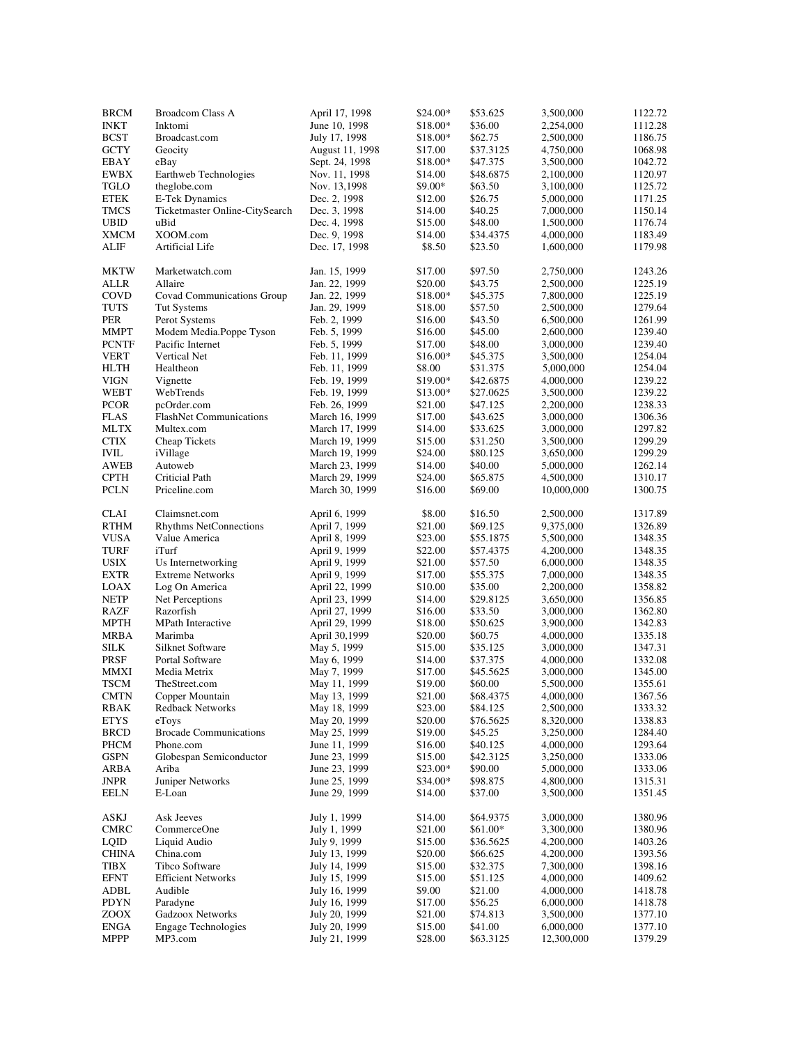| | | | | | | |
|---|---|---|---|---|---|---|
| BRCM | Broadcom Class A | April 17, 1998 | $24.00* | $53.625 | 3,500,000 | 1122.72 |
| INKT | Inktomi | June 10, 1998 | $18.00* | $36.00 | 2,254,000 | 1112.28 |
| BCST | Broadcast.com | July 17, 1998 | $18.00* | $62.75 | 2,500,000 | 1186.75 |
| GCTY | Geocity | August 11, 1998 | $17.00 | $37.3125 | 4,750,000 | 1068.98 |
| EBAY | eBay | Sept. 24, 1998 | $18.00* | $47.375 | 3,500,000 | 1042.72 |
| EWBX | Earthweb Technologies | Nov. 11, 1998 | $14.00 | $48.6875 | 2,100,000 | 1120.97 |
| TGLO | theglobe.com | Nov. 13,1998 | $9.00* | $63.50 | 3,100,000 | 1125.72 |
| ETEK | E-Tek Dynamics | Dec. 2, 1998 | $12.00 | $26.75 | 5,000,000 | 1171.25 |
| TMCS | Ticketmaster Online-CitySearch | Dec. 3, 1998 | $14.00 | $40.25 | 7,000,000 | 1150.14 |
| UBID | uBid | Dec. 4, 1998 | $15.00 | $48.00 | 1,500,000 | 1176.74 |
| XMCM | XOOM.com | Dec. 9, 1998 | $14.00 | $34.4375 | 4,000,000 | 1183.49 |
| ALIF | Artificial Life | Dec. 17, 1998 | $8.50 | $23.50 | 1,600,000 | 1179.98 |
| | | | | | | |
| MKTW | Marketwatch.com | Jan. 15, 1999 | $17.00 | $97.50 | 2,750,000 | 1243.26 |
| ALLR | Allaire | Jan. 22, 1999 | $20.00 | $43.75 | 2,500,000 | 1225.19 |
| COVD | Covad Communications Group | Jan. 22, 1999 | $18.00* | $45.375 | 7,800,000 | 1225.19 |
| TUTS | Tut Systems | Jan. 29, 1999 | $18.00 | $57.50 | 2,500,000 | 1279.64 |
| PER | Perot Systems | Feb. 2, 1999 | $16.00 | $43.50 | 6,500,000 | 1261.99 |
| MMPT | Modem Media.Poppe Tyson | Feb. 5, 1999 | $16.00 | $45.00 | 2,600,000 | 1239.40 |
| PCNTF | Pacific Internet | Feb. 5, 1999 | $17.00 | $48.00 | 3,000,000 | 1239.40 |
| VERT | Vertical Net | Feb. 11, 1999 | $16.00* | $45.375 | 3,500,000 | 1254.04 |
| HLTH | Healtheon | Feb. 11, 1999 | $8.00 | $31.375 | 5,000,000 | 1254.04 |
| VIGN | Vignette | Feb. 19, 1999 | $19.00* | $42.6875 | 4,000,000 | 1239.22 |
| WEBT | WebTrends | Feb. 19, 1999 | $13.00* | $27.0625 | 3,500,000 | 1239.22 |
| PCOR | pcOrder.com | Feb. 26, 1999 | $21.00 | $47.125 | 2,200,000 | 1238.33 |
| FLAS | FlashNet Communications | March 16, 1999 | $17.00 | $43.625 | 3,000,000 | 1306.36 |
| MLTX | Multex.com | March 17, 1999 | $14.00 | $33.625 | 3,000,000 | 1297.82 |
| CTIX | Cheap Tickets | March 19, 1999 | $15.00 | $31.250 | 3,500,000 | 1299.29 |
| IVIL | iVillage | March 19, 1999 | $24.00 | $80.125 | 3,650,000 | 1299.29 |
| AWEB | Autoweb | March 23, 1999 | $14.00 | $40.00 | 5,000,000 | 1262.14 |
| CPTH | Criticial Path | March 29, 1999 | $24.00 | $65.875 | 4,500,000 | 1310.17 |
| PCLN | Priceline.com | March 30, 1999 | $16.00 | $69.00 | 10,000,000 | 1300.75 |
| | | | | | | |
| CLAI | Claimsnet.com | April 6, 1999 | $8.00 | $16.50 | 2,500,000 | 1317.89 |
| RTHM | Rhythms NetConnections | April 7, 1999 | $21.00 | $69.125 | 9,375,000 | 1326.89 |
| VUSA | Value America | April 8, 1999 | $23.00 | $55.1875 | 5,500,000 | 1348.35 |
| TURF | iTurf | April 9, 1999 | $22.00 | $57.4375 | 4,200,000 | 1348.35 |
| USIX | Us Internetworking | April 9, 1999 | $21.00 | $57.50 | 6,000,000 | 1348.35 |
| EXTR | Extreme Networks | April 9, 1999 | $17.00 | $55.375 | 7,000,000 | 1348.35 |
| LOAX | Log On America | April 22, 1999 | $10.00 | $35.00 | 2,200,000 | 1358.82 |
| NETP | Net Perceptions | April 23, 1999 | $14.00 | $29.8125 | 3,650,000 | 1356.85 |
| RAZF | Razorfish | April 27, 1999 | $16.00 | $33.50 | 3,000,000 | 1362.80 |
| MPTH | MPath Interactive | April 29, 1999 | $18.00 | $50.625 | 3,900,000 | 1342.83 |
| MRBA | Marimba | April 30,1999 | $20.00 | $60.75 | 4,000,000 | 1335.18 |
| SILK | Silknet Software | May 5, 1999 | $15.00 | $35.125 | 3,000,000 | 1347.31 |
| PRSF | Portal Software | May 6, 1999 | $14.00 | $37.375 | 4,000,000 | 1332.08 |
| MMXI | Media Metrix | May 7, 1999 | $17.00 | $45.5625 | 3,000,000 | 1345.00 |
| TSCM | TheStreet.com | May 11, 1999 | $19.00 | $60.00 | 5,500,000 | 1355.61 |
| CMTN | Copper Mountain | May 13, 1999 | $21.00 | $68.4375 | 4,000,000 | 1367.56 |
| RBAK | Redback Networks | May 18, 1999 | $23.00 | $84.125 | 2,500,000 | 1333.32 |
| ETYS | eToys | May 20, 1999 | $20.00 | $76.5625 | 8,320,000 | 1338.83 |
| BRCD | Brocade Communications | May 25, 1999 | $19.00 | $45.25 | 3,250,000 | 1284.40 |
| PHCM | Phone.com | June 11, 1999 | $16.00 | $40.125 | 4,000,000 | 1293.64 |
| GSPN | Globespan Semiconductor | June 23, 1999 | $15.00 | $42.3125 | 3,250,000 | 1333.06 |
| ARBA | Ariba | June 23, 1999 | $23.00* | $90.00 | 5,000,000 | 1333.06 |
| JNPR | Juniper Networks | June 25, 1999 | $34.00* | $98.875 | 4,800,000 | 1315.31 |
| EELN | E-Loan | June 29, 1999 | $14.00 | $37.00 | 3,500,000 | 1351.45 |
| | | | | | | |
| ASKJ | Ask Jeeves | July 1, 1999 | $14.00 | $64.9375 | 3,000,000 | 1380.96 |
| CMRC | CommerceOne | July 1, 1999 | $21.00 | $61.00* | 3,300,000 | 1380.96 |
| LQID | Liquid Audio | July 9, 1999 | $15.00 | $36.5625 | 4,200,000 | 1403.26 |
| CHINA | China.com | July 13, 1999 | $20.00 | $66.625 | 4,200,000 | 1393.56 |
| TIBX | Tibco Software | July 14, 1999 | $15.00 | $32.375 | 7,300,000 | 1398.16 |
| EFNT | Efficient Networks | July 15, 1999 | $15.00 | $51.125 | 4,000,000 | 1409.62 |
| ADBL | Audible | July 16, 1999 | $9.00 | $21.00 | 4,000,000 | 1418.78 |
| PDYN | Paradyne | July 16, 1999 | $17.00 | $56.25 | 6,000,000 | 1418.78 |
| ZOOX | Gadzoox Networks | July 20, 1999 | $21.00 | $74.813 | 3,500,000 | 1377.10 |
| ENGA | Engage Technologies | July 20, 1999 | $15.00 | $41.00 | 6,000,000 | 1377.10 |
| MPPP | MP3.com | July 21, 1999 | $28.00 | $63.3125 | 12,300,000 | 1379.29 |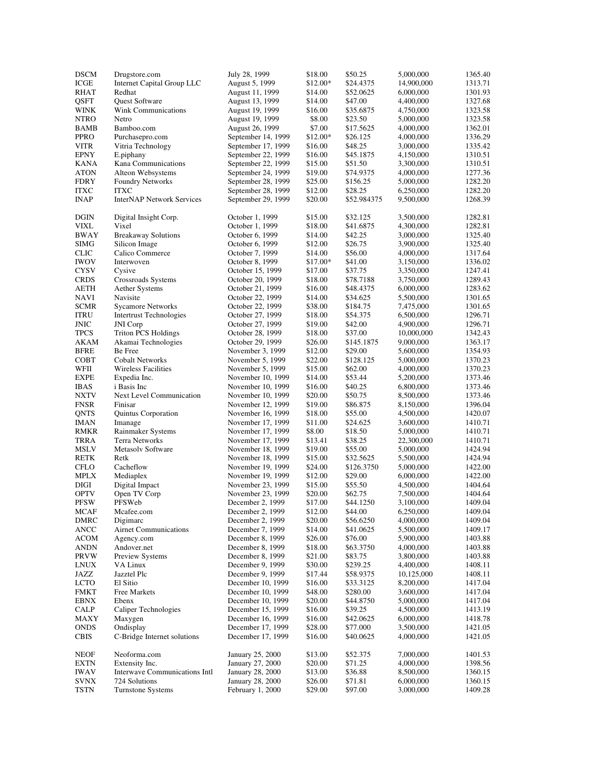| | | | | | | |
|---|---|---|---|---|---|---|
| DSCM | Drugstore.com | July 28, 1999 | $18.00 | $50.25 | 5,000,000 | 1365.40 |
| ICGE | Internet Capital Group LLC | August 5, 1999 | $12.00* | $24.4375 | 14,900,000 | 1313.71 |
| RHAT | Redhat | August 11, 1999 | $14.00 | $52.0625 | 6,000,000 | 1301.93 |
| QSFT | Quest Software | August 13, 1999 | $14.00 | $47.00 | 4,400,000 | 1327.68 |
| WINK | Wink Communications | August 19, 1999 | $16.00 | $35.6875 | 4,750,000 | 1323.58 |
| NTRO | Netro | August 19, 1999 | $8.00 | $23.50 | 5,000,000 | 1323.58 |
| BAMB | Bamboo.com | August 26, 1999 | $7.00 | $17.5625 | 4,000,000 | 1362.01 |
| PPRO | Purchasepro.com | September 14, 1999 | $12.00* | $26.125 | 4,000,000 | 1336.29 |
| VITR | Vitria Technology | September 17, 1999 | $16.00 | $48.25 | 3,000,000 | 1335.42 |
| EPNY | E.piphany | September 22, 1999 | $16.00 | $45.1875 | 4,150,000 | 1310.51 |
| KANA | Kana Communications | September 22, 1999 | $15.00 | $51.50 | 3,300,000 | 1310.51 |
| ATON | Alteon Websystems | September 24, 1999 | $19.00 | $74.9375 | 4,000,000 | 1277.36 |
| FDRY | Foundry Networks | September 28, 1999 | $25.00 | $156.25 | 5,000,000 | 1282.20 |
| ITXC | ITXC | September 28, 1999 | $12.00 | $28.25 | 6,250,000 | 1282.20 |
| INAP | InterNAP Network Services | September 29, 1999 | $20.00 | $52.984375 | 9,500,000 | 1268.39 |
| | | | | | | |
| DGIN | Digital Insight Corp. | October 1, 1999 | $15.00 | $32.125 | 3,500,000 | 1282.81 |
| VIXL | Vixel | October 1, 1999 | $18.00 | $41.6875 | 4,300,000 | 1282.81 |
| BWAY | Breakaway Solutions | October 6, 1999 | $14.00 | $42.25 | 3,000,000 | 1325.40 |
| SIMG | Silicon Image | October 6, 1999 | $12.00 | $26.75 | 3,900,000 | 1325.40 |
| CLIC | Calico Commerce | October 7, 1999 | $14.00 | $56.00 | 4,000,000 | 1317.64 |
| IWOV | Interwoven | October 8, 1999 | $17.00* | $41.00 | 3,150,000 | 1336.02 |
| CYSV | Cysive | October 15, 1999 | $17.00 | $37.75 | 3,350,000 | 1247.41 |
| CRDS | Crossroads Systems | October 20, 1999 | $18.00 | $78.7188 | 3,750,000 | 1289.43 |
| AETH | Aether Systems | October 21, 1999 | $16.00 | $48.4375 | 6,000,000 | 1283.62 |
| NAVI | Navisite | October 22, 1999 | $14.00 | $34.625 | 5,500,000 | 1301.65 |
| SCMR | Sycamore Networks | October 22, 1999 | $38.00 | $184.75 | 7,475,000 | 1301.65 |
| ITRU | Intertrust Technologies | October 27, 1999 | $18.00 | $54.375 | 6,500,000 | 1296.71 |
| JNIC | JNI Corp | October 27, 1999 | $19.00 | $42.00 | 4,900,000 | 1296.71 |
| TPCS | Triton PCS Holdings | October 28, 1999 | $18.00 | $37.00 | 10,000,000 | 1342.43 |
| AKAM | Akamai Technologies | October 29, 1999 | $26.00 | $145.1875 | 9,000,000 | 1363.17 |
| BFRE | Be Free | November 3, 1999 | $12.00 | $29.00 | 5,600,000 | 1354.93 |
| COBT | Cobalt Networks | November 5, 1999 | $22.00 | $128.125 | 5,000,000 | 1370.23 |
| WFII | Wireless Facilities | November 5, 1999 | $15.00 | $62.00 | 4,000,000 | 1370.23 |
| EXPE | Expedia Inc. | November 10, 1999 | $14.00 | $53.44 | 5,200,000 | 1373.46 |
| IBAS | i Basis Inc | November 10, 1999 | $16.00 | $40.25 | 6,800,000 | 1373.46 |
| NXTV | Next Level Communication | November 10, 1999 | $20.00 | $50.75 | 8,500,000 | 1373.46 |
| FNSR | Finisar | November 12, 1999 | $19.00 | $86.875 | 8,150,000 | 1396.04 |
| QNTS | Quintus Corporation | November 16, 1999 | $18.00 | $55.00 | 4,500,000 | 1420.07 |
| IMAN | Imanage | November 17, 1999 | $11.00 | $24.625 | 3,600,000 | 1410.71 |
| RMKR | Rainmaker Systems | November 17, 1999 | $8.00 | $18.50 | 5,000,000 | 1410.71 |
| TRRA | Terra Networks | November 17, 1999 | $13.41 | $38.25 | 22,300,000 | 1410.71 |
| MSLV | Metasolv Software | November 18, 1999 | $19.00 | $55.00 | 5,000,000 | 1424.94 |
| RETK | Retk | November 18, 1999 | $15.00 | $32.5625 | 5,500,000 | 1424.94 |
| CFLO | Cacheflow | November 19, 1999 | $24.00 | $126.3750 | 5,000,000 | 1422.00 |
| MPLX | Mediaplex | November 19, 1999 | $12.00 | $29.00 | 6,000,000 | 1422.00 |
| DIGI | Digital Impact | November 23, 1999 | $15.00 | $55.50 | 4,500,000 | 1404.64 |
| OPTV | Open TV Corp | November 23, 1999 | $20.00 | $62.75 | 7,500,000 | 1404.64 |
| PFSW | PFSWeb | December 2, 1999 | $17.00 | $44.1250 | 3,100,000 | 1409.04 |
| MCAF | Mcafee.com | December 2, 1999 | $12.00 | $44.00 | 6,250,000 | 1409.04 |
| DMRC | Digimarc | December 2, 1999 | $20.00 | $56.6250 | 4,000,000 | 1409.04 |
| ANCC | Airnet Communications | December 7, 1999 | $14.00 | $41.0625 | 5,500,000 | 1409.17 |
| ACOM | Agency.com | December 8, 1999 | $26.00 | $76.00 | 5,900,000 | 1403.88 |
| ANDN | Andover.net | December 8, 1999 | $18.00 | $63.3750 | 4,000,000 | 1403.88 |
| PRVW | Preview Systems | December 8, 1999 | $21.00 | $83.75 | 3,800,000 | 1403.88 |
| LNUX | VA Linux | December 9, 1999 | $30.00 | $239.25 | 4,400,000 | 1408.11 |
| JAZZ | Jazztel Plc | December 9, 1999 | $17.44 | $58.9375 | 10,125,000 | 1408.11 |
| LCTO | El Sitio | December 10, 1999 | $16.00 | $33.3125 | 8,200,000 | 1417.04 |
| FMKT | Free Markets | December 10, 1999 | $48.00 | $280.00 | 3,600,000 | 1417.04 |
| EBNX | Ebenx | December 10, 1999 | $20.00 | $44.8750 | 5,000,000 | 1417.04 |
| CALP | Caliper Technologies | December 15, 1999 | $16.00 | $39.25 | 4,500,000 | 1413.19 |
| MAXY | Maxygen | December 16, 1999 | $16.00 | $42.0625 | 6,000,000 | 1418.78 |
| ONDS | Ondisplay | December 17, 1999 | $28.00 | $77.000 | 3,500,000 | 1421.05 |
| CBIS | C-Bridge Internet solutions | December 17, 1999 | $16.00 | $40.0625 | 4,000,000 | 1421.05 |
| | | | | | | |
| NEOF | Neoforma.com | January 25, 2000 | $13.00 | $52.375 | 7,000,000 | 1401.53 |
| EXTN | Extensity Inc. | January 27, 2000 | $20.00 | $71.25 | 4,000,000 | 1398.56 |
| IWAV | Interwave Communications Intl | January 28, 2000 | $13.00 | $36.88 | 8,500,000 | 1360.15 |
| SVNX | 724 Solutions | January 28, 2000 | $26.00 | $71.81 | 6,000,000 | 1360.15 |
| TSTN | Turnstone Systems | February 1, 2000 | $29.00 | $97.00 | 3,000,000 | 1409.28 |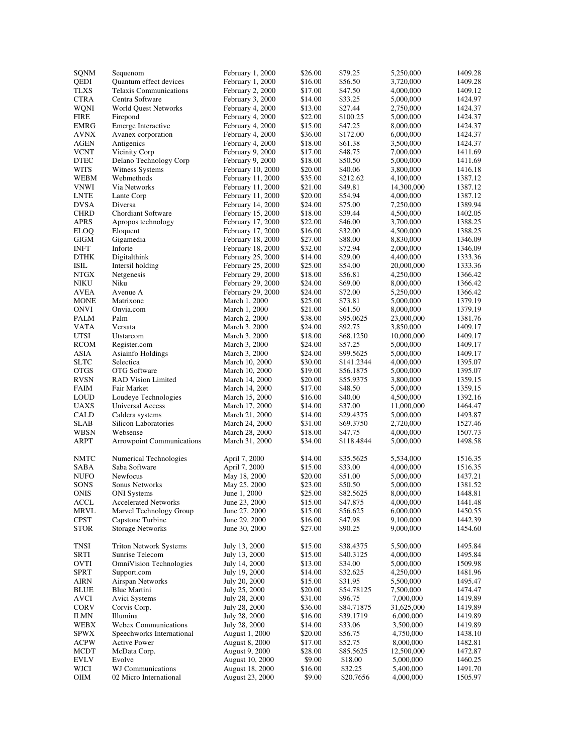| | | | | | | |
|---|---|---|---|---|---|---|
| SQNM | Sequenom | February 1, 2000 | $26.00 | $79.25 | 5,250,000 | 1409.28 |
| QEDI | Quantum effect devices | February 1, 2000 | $16.00 | $56.50 | 3,720,000 | 1409.28 |
| TLXS | Telaxis Communications | February 2, 2000 | $17.00 | $47.50 | 4,000,000 | 1409.12 |
| CTRA | Centra Software | February 3, 2000 | $14.00 | $33.25 | 5,000,000 | 1424.97 |
| WQNI | World Quest Networks | February 4, 2000 | $13.00 | $27.44 | 2,750,000 | 1424.37 |
| FIRE | Firepond | February 4, 2000 | $22.00 | $100.25 | 5,000,000 | 1424.37 |
| EMRG | Emerge Interactive | February 4, 2000 | $15.00 | $47.25 | 8,000,000 | 1424.37 |
| AVNX | Avanex corporation | February 4, 2000 | $36.00 | $172.00 | 6,000,000 | 1424.37 |
| AGEN | Antigenics | February 4, 2000 | $18.00 | $61.38 | 3,500,000 | 1424.37 |
| VCNT | Vicinity Corp | February 9, 2000 | $17.00 | $48.75 | 7,000,000 | 1411.69 |
| DTEC | Delano Technology Corp | February 9, 2000 | $18.00 | $50.50 | 5,000,000 | 1411.69 |
| WITS | Witness Systems | February 10, 2000 | $20.00 | $40.06 | 3,800,000 | 1416.18 |
| WEBM | Webmethods | February 11, 2000 | $35.00 | $212.62 | 4,100,000 | 1387.12 |
| VNWI | Via Networks | February 11, 2000 | $21.00 | $49.81 | 14,300,000 | 1387.12 |
| LNTE | Lante Corp | February 11, 2000 | $20.00 | $54.94 | 4,000,000 | 1387.12 |
| DVSA | Diversa | February 14, 2000 | $24.00 | $75.00 | 7,250,000 | 1389.94 |
| CHRD | Chordiant Software | February 15, 2000 | $18.00 | $39.44 | 4,500,000 | 1402.05 |
| APRS | Apropos technology | February 17, 2000 | $22.00 | $46.00 | 3,700,000 | 1388.25 |
| ELOQ | Eloquent | February 17, 2000 | $16.00 | $32.00 | 4,500,000 | 1388.25 |
| GIGM | Gigamedia | February 18, 2000 | $27.00 | $88.00 | 8,830,000 | 1346.09 |
| INFT | Inforte | February 18, 2000 | $32.00 | $72.94 | 2,000,000 | 1346.09 |
| DTHK | Digitalthink | February 25, 2000 | $14.00 | $29.00 | 4,400,000 | 1333.36 |
| ISIL | Intersil holding | February 25, 2000 | $25.00 | $54.00 | 20,000,000 | 1333.36 |
| NTGX | Netgenesis | February 29, 2000 | $18.00 | $56.81 | 4,250,000 | 1366.42 |
| NIKU | Niku | February 29, 2000 | $24.00 | $69.00 | 8,000,000 | 1366.42 |
| AVEA | Avenue A | February 29, 2000 | $24.00 | $72.00 | 5,250,000 | 1366.42 |
| MONE | Matrixone | March 1, 2000 | $25.00 | $73.81 | 5,000,000 | 1379.19 |
| ONVI | Onvia.com | March 1, 2000 | $21.00 | $61.50 | 8,000,000 | 1379.19 |
| PALM | Palm | March 2, 2000 | $38.00 | $95.0625 | 23,000,000 | 1381.76 |
| VATA | Versata | March 3, 2000 | $24.00 | $92.75 | 3,850,000 | 1409.17 |
| UTSI | Utstarcom | March 3, 2000 | $18.00 | $68.1250 | 10,000,000 | 1409.17 |
| RCOM | Register.com | March 3, 2000 | $24.00 | $57.25 | 5,000,000 | 1409.17 |
| ASIA | Asiainfo Holdings | March 3, 2000 | $24.00 | $99.5625 | 5,000,000 | 1409.17 |
| SLTC | Selectica | March 10, 2000 | $30.00 | $141.2344 | 4,000,000 | 1395.07 |
| OTGS | OTG Software | March 10, 2000 | $19.00 | $56.1875 | 5,000,000 | 1395.07 |
| RVSN | RAD Vision Limited | March 14, 2000 | $20.00 | $55.9375 | 3,800,000 | 1359.15 |
| FAIM | Fair Market | March 14, 2000 | $17.00 | $48.50 | 5,000,000 | 1359.15 |
| LOUD | Loudeye Technologies | March 15, 2000 | $16.00 | $40.00 | 4,500,000 | 1392.16 |
| UAXS | Universal Access | March 17, 2000 | $14.00 | $37.00 | 11,000,000 | 1464.47 |
| CALD | Caldera systems | March 21, 2000 | $14.00 | $29.4375 | 5,000,000 | 1493.87 |
| SLAB | Silicon Laboratories | March 24, 2000 | $31.00 | $69.3750 | 2,720,000 | 1527.46 |
| WBSN | Websense | March 28, 2000 | $18.00 | $47.75 | 4,000,000 | 1507.73 |
| ARPT | Arrowpoint Communications | March 31, 2000 | $34.00 | $118.4844 | 5,000,000 | 1498.58 |
| NMTC | Numerical Technologies | April 7, 2000 | $14.00 | $35.5625 | 5,534,000 | 1516.35 |
| SABA | Saba Software | April 7, 2000 | $15.00 | $33.00 | 4,000,000 | 1516.35 |
| NUFO | Newfocus | May 18, 2000 | $20.00 | $51.00 | 5,000,000 | 1437.21 |
| SONS | Sonus Networks | May 25, 2000 | $23.00 | $50.50 | 5,000,000 | 1381.52 |
| ONIS | ONI Systems | June 1, 2000 | $25.00 | $82.5625 | 8,000,000 | 1448.81 |
| ACCL | Accelerated Networks | June 23, 2000 | $15.00 | $47.875 | 4,000,000 | 1441.48 |
| MRVL | Marvel Technology Group | June 27, 2000 | $15.00 | $56.625 | 6,000,000 | 1450.55 |
| CPST | Capstone Turbine | June 29, 2000 | $16.00 | $47.98 | 9,100,000 | 1442.39 |
| STOR | Storage Networks | June 30, 2000 | $27.00 | $90.25 | 9,000,000 | 1454.60 |
| TNSI | Triton Network Systems | July 13, 2000 | $15.00 | $38.4375 | 5,500,000 | 1495.84 |
| SRTI | Sunrise Telecom | July 13, 2000 | $15.00 | $40.3125 | 4,000,000 | 1495.84 |
| OVTI | OmniVision Technologies | July 14, 2000 | $13.00 | $34.00 | 5,000,000 | 1509.98 |
| SPRT | Support.com | July 19, 2000 | $14.00 | $32.625 | 4,250,000 | 1481.96 |
| AIRN | Airspan Networks | July 20, 2000 | $15.00 | $31.95 | 5,500,000 | 1495.47 |
| BLUE | Blue Martini | July 25, 2000 | $20.00 | $54.78125 | 7,500,000 | 1474.47 |
| AVCI | Avici Systems | July 28, 2000 | $31.00 | $96.75 | 7,000,000 | 1419.89 |
| CORV | Corvis Corp. | July 28, 2000 | $36.00 | $84.71875 | 31,625,000 | 1419.89 |
| ILMN | Illumina | July 28, 2000 | $16.00 | $39.1719 | 6,000,000 | 1419.89 |
| WEBX | Webex Communications | July 28, 2000 | $14.00 | $33.06 | 3,500,000 | 1419.89 |
| SPWX | Speechworks International | August 1, 2000 | $20.00 | $56.75 | 4,750,000 | 1438.10 |
| ACPW | Active Power | August 8, 2000 | $17.00 | $52.75 | 8,000,000 | 1482.81 |
| MCDT | McData Corp. | August 9, 2000 | $28.00 | $85.5625 | 12,500,000 | 1472.87 |
| EVLV | Evolve | August 10, 2000 | $9.00 | $18.00 | 5,000,000 | 1460.25 |
| WJCI | WJ Communications | August 18, 2000 | $16.00 | $32.25 | 5,400,000 | 1491.70 |
| OIIM | 02 Micro International | August 23, 2000 | $9.00 | $20.7656 | 4,000,000 | 1505.97 |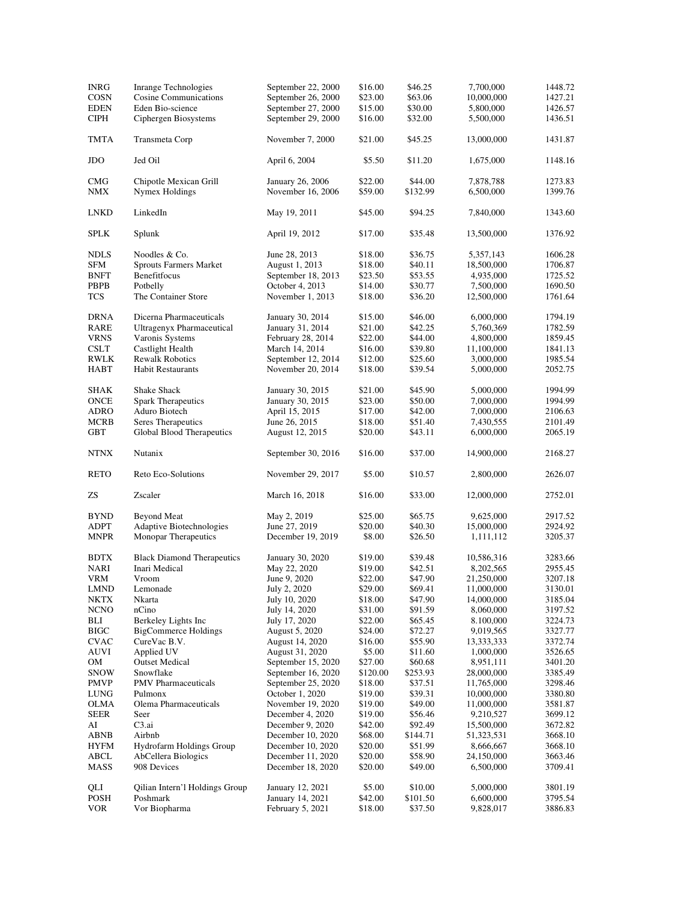| | | | | | | |
|---|---|---|---|---|---|---|
| INRG | Inrange Technologies | September 22, 2000 | $16.00 | $46.25 | 7,700,000 | 1448.72 |
| COSN | Cosine Communications | September 26, 2000 | $23.00 | $63.06 | 10,000,000 | 1427.21 |
| EDEN | Eden Bio-science | September 27, 2000 | $15.00 | $30.00 | 5,800,000 | 1426.57 |
| CIPH | Ciphergen Biosystems | September 29, 2000 | $16.00 | $32.00 | 5,500,000 | 1436.51 |
| | | | | | | |
| TMTA | Transmeta Corp | November 7, 2000 | $21.00 | $45.25 | 13,000,000 | 1431.87 |
| | | | | | | |
| JDO | Jed Oil | April 6, 2004 | $5.50 | $11.20 | 1,675,000 | 1148.16 |
| | | | | | | |
| CMG | Chipotle Mexican Grill | January 26, 2006 | $22.00 | $44.00 | 7,878,788 | 1273.83 |
| NMX | Nymex Holdings | November 16, 2006 | $59.00 | $132.99 | 6,500,000 | 1399.76 |
| | | | | | | |
| LNKD | LinkedIn | May 19, 2011 | $45.00 | $94.25 | 7,840,000 | 1343.60 |
| | | | | | | |
| SPLK | Splunk | April 19, 2012 | $17.00 | $35.48 | 13,500,000 | 1376.92 |
| | | | | | | |
| NDLS | Noodles & Co. | June 28, 2013 | $18.00 | $36.75 | 5,357,143 | 1606.28 |
| SFM | Sprouts Farmers Market | August 1, 2013 | $18.00 | $40.11 | 18,500,000 | 1706.87 |
| BNFT | Benefitfocus | September 18, 2013 | $23.50 | $53.55 | 4,935,000 | 1725.52 |
| PBPB | Potbelly | October 4, 2013 | $14.00 | $30.77 | 7,500,000 | 1690.50 |
| TCS | The Container Store | November 1, 2013 | $18.00 | $36.20 | 12,500,000 | 1761.64 |
| | | | | | | |
| DRNA | Dicerna Pharmaceuticals | January 30, 2014 | $15.00 | $46.00 | 6,000,000 | 1794.19 |
| RARE | Ultragenyx Pharmaceutical | January 31, 2014 | $21.00 | $42.25 | 5,760,369 | 1782.59 |
| VRNS | Varonis Systems | February 28, 2014 | $22.00 | $44.00 | 4,800,000 | 1859.45 |
| CSLT | Castlight Health | March 14, 2014 | $16.00 | $39.80 | 11,100,000 | 1841.13 |
| RWLK | Rewalk Robotics | September 12, 2014 | $12.00 | $25.60 | 3,000,000 | 1985.54 |
| HABT | Habit Restaurants | November 20, 2014 | $18.00 | $39.54 | 5,000,000 | 2052.75 |
| | | | | | | |
| SHAK | Shake Shack | January 30, 2015 | $21.00 | $45.90 | 5,000,000 | 1994.99 |
| ONCE | Spark Therapeutics | January 30, 2015 | $23.00 | $50.00 | 7,000,000 | 1994.99 |
| ADRO | Aduro Biotech | April 15, 2015 | $17.00 | $42.00 | 7,000,000 | 2106.63 |
| MCRB | Seres Therapeutics | June 26, 2015 | $18.00 | $51.40 | 7,430,555 | 2101.49 |
| GBT | Global Blood Therapeutics | August 12, 2015 | $20.00 | $43.11 | 6,000,000 | 2065.19 |
| | | | | | | |
| NTNX | Nutanix | September 30, 2016 | $16.00 | $37.00 | 14,900,000 | 2168.27 |
| | | | | | | |
| RETO | Reto Eco-Solutions | November 29, 2017 | $5.00 | $10.57 | 2,800,000 | 2626.07 |
| | | | | | | |
| ZS | Zscaler | March 16, 2018 | $16.00 | $33.00 | 12,000,000 | 2752.01 |
| | | | | | | |
| BYND | Beyond Meat | May 2, 2019 | $25.00 | $65.75 | 9,625,000 | 2917.52 |
| ADPT | Adaptive Biotechnologies | June 27, 2019 | $20.00 | $40.30 | 15,000,000 | 2924.92 |
| MNPR | Monopar Therapeutics | December 19, 2019 | $8.00 | $26.50 | 1,111,112 | 3205.37 |
| | | | | | | |
| BDTX | Black Diamond Therapeutics | January 30, 2020 | $19.00 | $39.48 | 10,586,316 | 3283.66 |
| NARI | Inari Medical | May 22, 2020 | $19.00 | $42.51 | 8,202,565 | 2955.45 |
| VRM | Vroom | June 9, 2020 | $22.00 | $47.90 | 21,250,000 | 3207.18 |
| LMND | Lemonade | July 2, 2020 | $29.00 | $69.41 | 11,000,000 | 3130.01 |
| NKTX | Nkarta | July 10, 2020 | $18.00 | $47.90 | 14,000,000 | 3185.04 |
| NCNO | nCino | July 14, 2020 | $31.00 | $91.59 | 8,060,000 | 3197.52 |
| BLI | Berkeley Lights Inc | July 17, 2020 | $22.00 | $65.45 | 8.100,000 | 3224.73 |
| BIGC | BigCommerce Holdings | August 5, 2020 | $24.00 | $72.27 | 9,019,565 | 3327.77 |
| CVAC | CureVac B.V. | August 14, 2020 | $16.00 | $55.90 | 13,333,333 | 3372.74 |
| AUVI | Applied UV | August 31, 2020 | $5.00 | $11.60 | 1,000,000 | 3526.65 |
| OM | Outset Medical | September 15, 2020 | $27.00 | $60.68 | 8,951,111 | 3401.20 |
| SNOW | Snowflake | September 16, 2020 | $120.00 | $253.93 | 28,000,000 | 3385.49 |
| PMVP | PMV Pharmaceuticals | September 25, 2020 | $18.00 | $37.51 | 11,765,000 | 3298.46 |
| LUNG | Pulmonx | October 1, 2020 | $19.00 | $39.31 | 10,000,000 | 3380.80 |
| OLMA | Olema Pharmaceuticals | November 19, 2020 | $19.00 | $49.00 | 11,000,000 | 3581.87 |
| SEER | Seer | December 4, 2020 | $19.00 | $56.46 | 9,210,527 | 3699.12 |
| AI | C3.ai | December 9, 2020 | $42.00 | $92.49 | 15,500,000 | 3672.82 |
| ABNB | Airbnb | December 10, 2020 | $68.00 | $144.71 | 51,323,531 | 3668.10 |
| HYFM | Hydrofarm Holdings Group | December 10, 2020 | $20.00 | $51.99 | 8,666,667 | 3668.10 |
| ABCL | AbCellera Biologics | December 11, 2020 | $20.00 | $58.90 | 24,150,000 | 3663.46 |
| MASS | 908 Devices | December 18, 2020 | $20.00 | $49.00 | 6,500,000 | 3709.41 |
| | | | | | | |
| QLI | Qilian Intern'l Holdings Group | January 12, 2021 | $5.00 | $10.00 | 5,000,000 | 3801.19 |
| POSH | Poshmark | January 14, 2021 | $42.00 | $101.50 | 6,600,000 | 3795.54 |
| VOR | Vor Biopharma | February 5, 2021 | $18.00 | $37.50 | 9,828,017 | 3886.83 |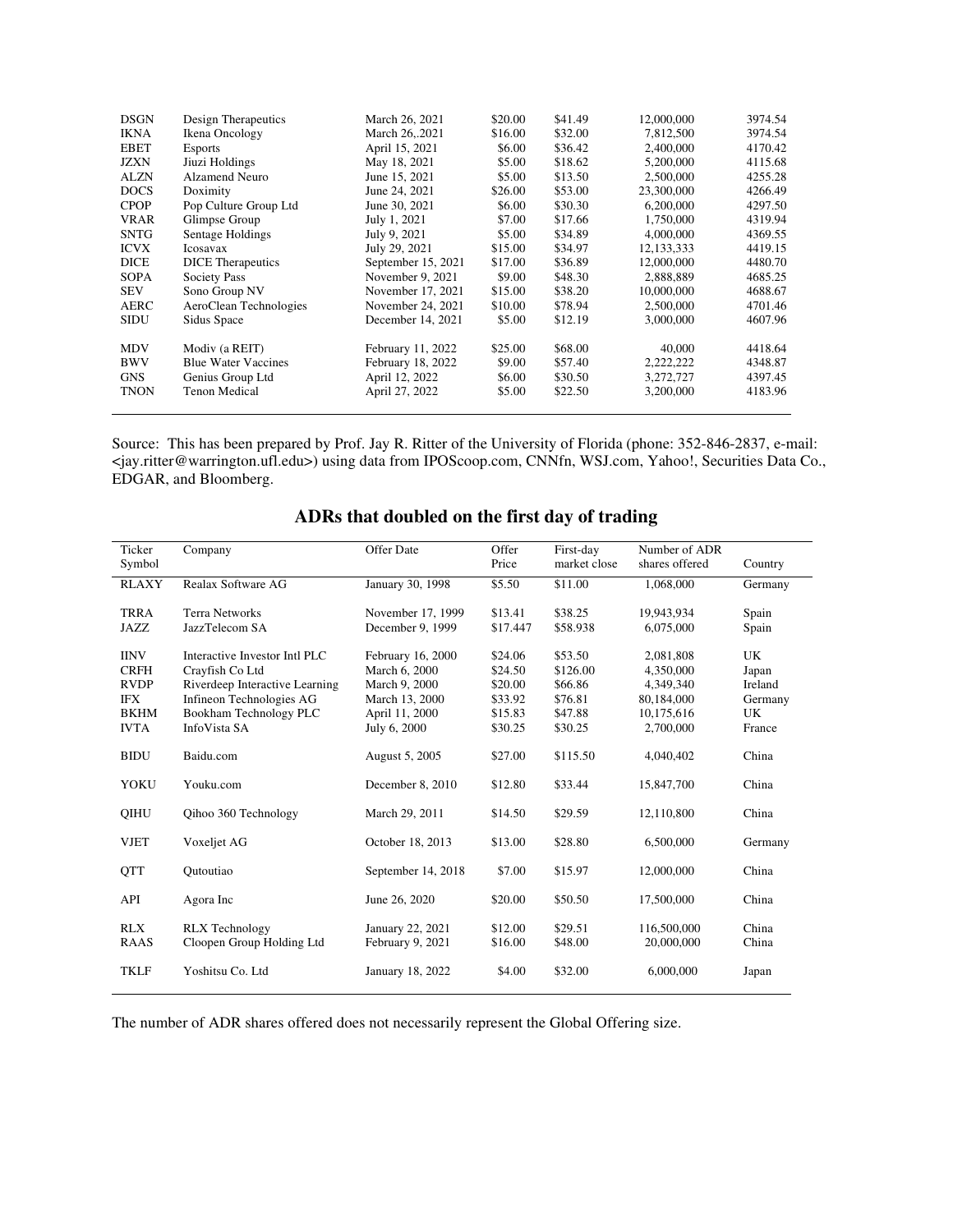| | | | | | | |
|---|---|---|---|---|---|---|
| DSGN | Design Therapeutics | March 26, 2021 | \$20.00 | \$41.49 | 12,000,000 | 3974.54 |
| IKNA | Ikena Oncology | March 26,.2021 | \$16.00 | \$32.00 | 7,812,500 | 3974.54 |
| EBET | Esports | April 15, 2021 | \$6.00 | \$36.42 | 2,400,000 | 4170.42 |
| JZXN | Jiuzi Holdings | May 18, 2021 | \$5.00 | \$18.62 | 5,200,000 | 4115.68 |
| ALZN | Alzamend Neuro | June 15, 2021 | \$5.00 | \$13.50 | 2,500,000 | 4255.28 |
| DOCS | Doximity | June 24, 2021 | \$26.00 | \$53.00 | 23,300,000 | 4266.49 |
| CPOP | Pop Culture Group Ltd | June 30, 2021 | \$6.00 | \$30.30 | 6,200,000 | 4297.50 |
| VRAR | Glimpse Group | July 1, 2021 | \$7.00 | \$17.66 | 1,750,000 | 4319.94 |
| SNTG | Sentage Holdings | July 9, 2021 | \$5.00 | \$34.89 | 4,000,000 | 4369.55 |
| ICVX | Icosavax | July 29, 2021 | \$15.00 | \$34.97 | 12,133,333 | 4419.15 |
| DICE | DICE Therapeutics | September 15, 2021 | \$17.00 | \$36.89 | 12,000,000 | 4480.70 |
| SOPA | Society Pass | November 9, 2021 | \$9.00 | \$48.30 | 2,888,889 | 4685.25 |
| SEV | Sono Group NV | November 17, 2021 | \$15.00 | \$38.20 | 10,000,000 | 4688.67 |
| AERC | AeroClean Technologies | November 24, 2021 | \$10.00 | \$78.94 | 2,500,000 | 4701.46 |
| SIDU | Sidus Space | December 14, 2021 | \$5.00 | \$12.19 | 3,000,000 | 4607.96 |
| MDV | Modiv (a REIT) | February 11, 2022 | \$25.00 | \$68.00 | 40,000 | 4418.64 |
| BWV | Blue Water Vaccines | February 18, 2022 | \$9.00 | \$57.40 | 2,222,222 | 4348.87 |
| GNS | Genius Group Ltd | April 12, 2022 | \$6.00 | \$30.50 | 3,272,727 | 4397.45 |
| TNON | Tenon Medical | April 27, 2022 | \$5.00 | \$22.50 | 3,200,000 | 4183.96 |

Source: This has been prepared by Prof. Jay R. Ritter of the University of Florida (phone: 352-846-2837, e-mail: <jay.ritter@warrington.ufl.edu>) using data from IPOScoop.com, CNNfn, WSJ.com, Yahoo!, Securities Data Co., EDGAR, and Bloomberg.

## ADRs that doubled on the first day of trading

| Ticker Symbol | Company | Offer Date | Offer Price | First-day market close | Number of ADR shares offered | Country |
|---|---|---|---|---|---|---|
| RLAXY | Realax Software AG | January 30, 1998 | \$5.50 | \$11.00 | 1,068,000 | Germany |
| TRRA | Terra Networks | November 17, 1999 | \$13.41 | \$38.25 | 19,943,934 | Spain |
| JAZZ | JazzTelecom SA | December 9, 1999 | \$17.447 | \$58.938 | 6,075,000 | Spain |
| IINV | Interactive Investor Intl PLC | February 16, 2000 | \$24.06 | \$53.50 | 2,081,808 | UK |
| CRFH | Crayfish Co Ltd | March 6, 2000 | \$24.50 | \$126.00 | 4,350,000 | Japan |
| RVDP | Riverdeep Interactive Learning | March 9, 2000 | \$20.00 | \$66.86 | 4,349,340 | Ireland |
| IFX | Infineon Technologies AG | March 13, 2000 | \$33.92 | \$76.81 | 80,184,000 | Germany |
| BKHM | Bookham Technology PLC | April 11, 2000 | \$15.83 | \$47.88 | 10,175,616 | UK |
| IVTA | InfoVista SA | July 6, 2000 | \$30.25 | \$30.25 | 2,700,000 | France |
| BIDU | Baidu.com | August 5, 2005 | \$27.00 | \$115.50 | 4,040,402 | China |
| YOKU | Youku.com | December 8, 2010 | \$12.80 | \$33.44 | 15,847,700 | China |
| QIHU | Qihoo 360 Technology | March 29, 2011 | \$14.50 | \$29.59 | 12,110,800 | China |
| VJET | Voxeljet AG | October 18, 2013 | \$13.00 | \$28.80 | 6,500,000 | Germany |
| QTT | Qutoutiao | September 14, 2018 | \$7.00 | \$15.97 | 12,000,000 | China |
| API | Agora Inc | June 26, 2020 | \$20.00 | \$50.50 | 17,500,000 | China |
| RLX | RLX Technology | January 22, 2021 | \$12.00 | \$29.51 | 116,500,000 | China |
| RAAS | Cloopen Group Holding Ltd | February 9, 2021 | \$16.00 | \$48.00 | 20,000,000 | China |
| TKLF | Yoshitsu Co. Ltd | January 18, 2022 | \$4.00 | \$32.00 | 6,000,000 | Japan |

The number of ADR shares offered does not necessarily represent the Global Offering size.